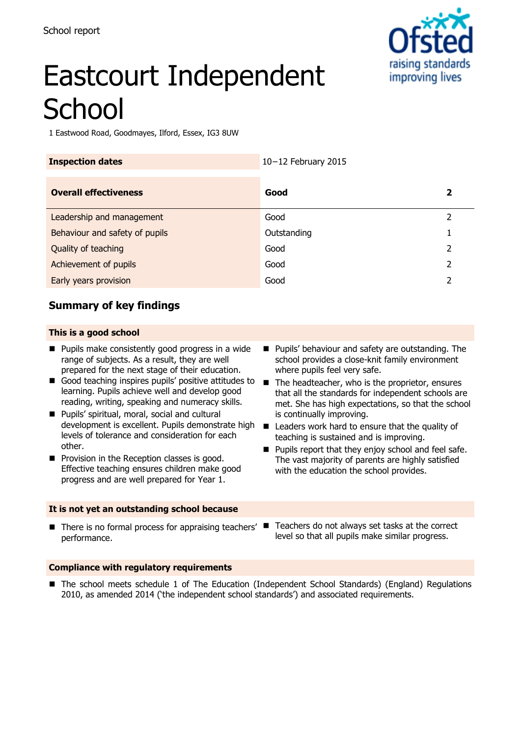School report

# Eastcourt Independent School

1 Eastwood Road, Goodmayes, Ilford, Essex, IG3 8UW

| | | |
|---|---|---|
| **Inspection dates** | 10–12 February 2015 | |
| **Overall effectiveness** | **Good** | **2** |
| Leadership and management | Good | 2 |
| Behaviour and safety of pupils | Outstanding | 1 |
| Quality of teaching | Good | 2 |
| Achievement of pupils | Good | 2 |
| Early years provision | Good | 2 |

## Summary of key findings

### This is a good school

- Pupils make consistently good progress in a wide range of subjects. As a result, they are well prepared for the next stage of their education.
- Good teaching inspires pupils' positive attitudes to learning. Pupils achieve well and develop good reading, writing, speaking and numeracy skills.
- Pupils' spiritual, moral, social and cultural development is excellent. Pupils demonstrate high levels of tolerance and consideration for each other.
- Provision in the Reception classes is good. Effective teaching ensures children make good progress and are well prepared for Year 1.
- Pupils' behaviour and safety are outstanding. The school provides a close-knit family environment where pupils feel very safe.
- The headteacher, who is the proprietor, ensures that all the standards for independent schools are met. She has high expectations, so that the school is continually improving.
- Leaders work hard to ensure that the quality of teaching is sustained and is improving.
- Pupils report that they enjoy school and feel safe. The vast majority of parents are highly satisfied with the education the school provides.

### It is not yet an outstanding school because

- There is no formal process for appraising teachers' performance.
- Teachers do not always set tasks at the correct level so that all pupils make similar progress.

### Compliance with regulatory requirements

- The school meets schedule 1 of The Education (Independent School Standards) (England) Regulations 2010, as amended 2014 ('the independent school standards') and associated requirements.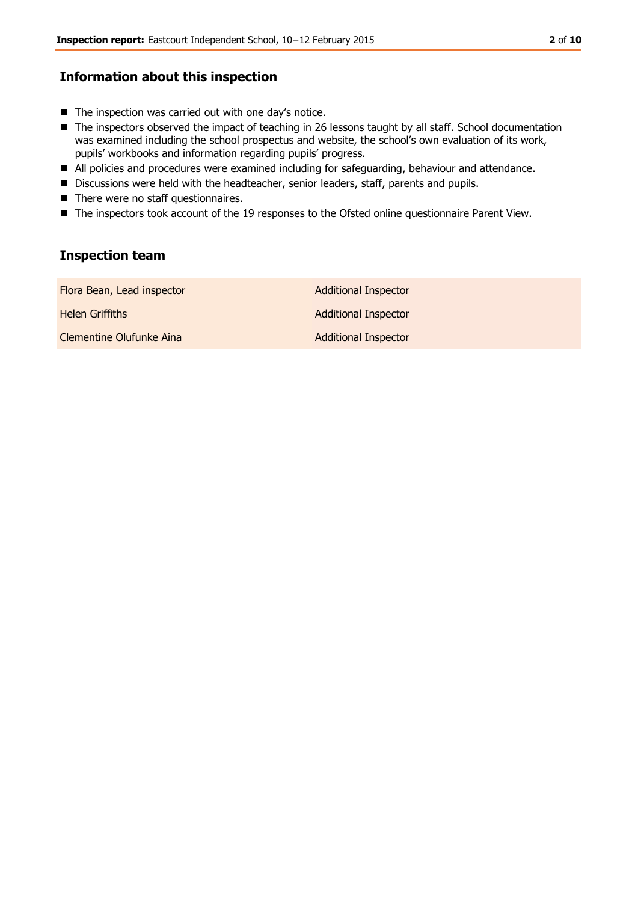## Information about this inspection

- The inspection was carried out with one day's notice.
- The inspectors observed the impact of teaching in 26 lessons taught by all staff. School documentation was examined including the school prospectus and website, the school's own evaluation of its work, pupils' workbooks and information regarding pupils' progress.
- All policies and procedures were examined including for safeguarding, behaviour and attendance.
- Discussions were held with the headteacher, senior leaders, staff, parents and pupils.
- There were no staff questionnaires.
- The inspectors took account of the 19 responses to the Ofsted online questionnaire Parent View.

## Inspection team

| | |
|---|---|
| Flora Bean, Lead inspector | Additional Inspector |
| Helen Griffiths | Additional Inspector |
| Clementine Olufunke Aina | Additional Inspector |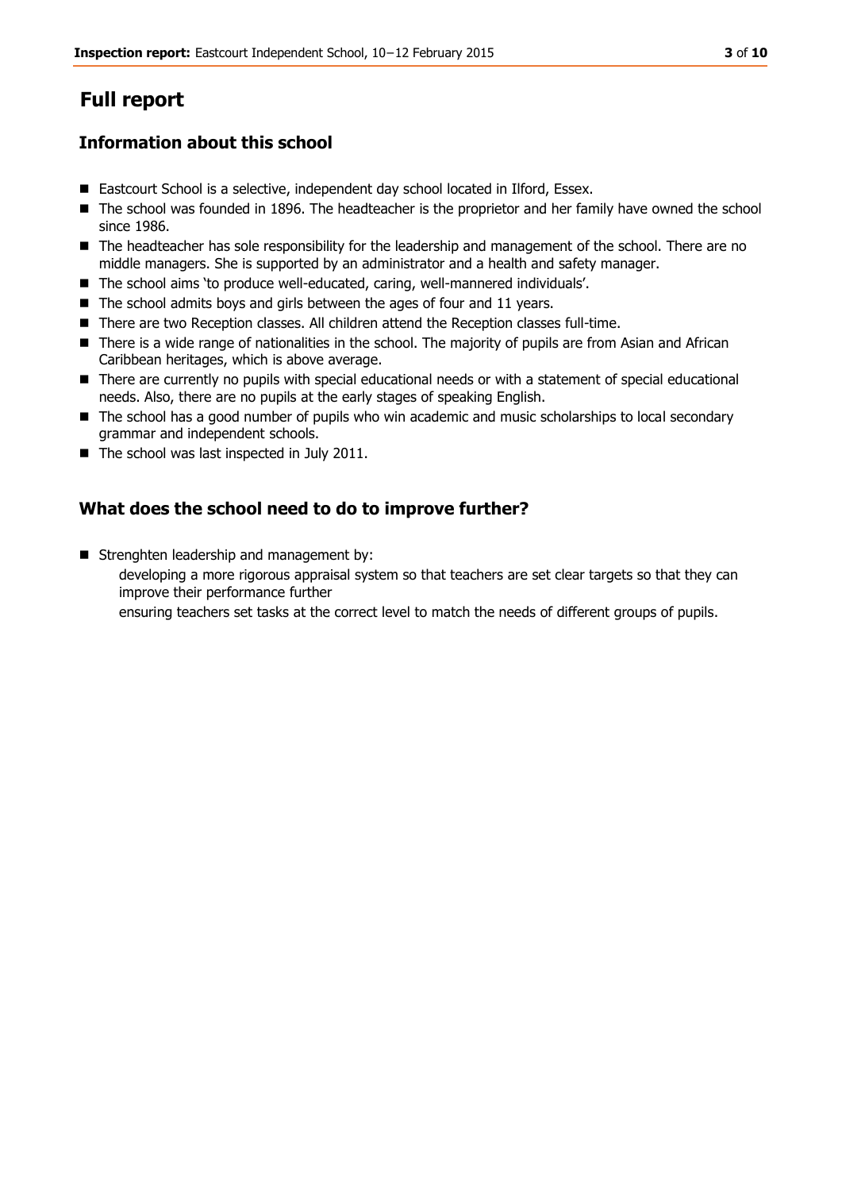# Full report

## Information about this school

- Eastcourt School is a selective, independent day school located in Ilford, Essex.
- The school was founded in 1896. The headteacher is the proprietor and her family have owned the school since 1986.
- The headteacher has sole responsibility for the leadership and management of the school. There are no middle managers. She is supported by an administrator and a health and safety manager.
- The school aims 'to produce well-educated, caring, well-mannered individuals'.
- The school admits boys and girls between the ages of four and 11 years.
- There are two Reception classes. All children attend the Reception classes full-time.
- There is a wide range of nationalities in the school. The majority of pupils are from Asian and African Caribbean heritages, which is above average.
- There are currently no pupils with special educational needs or with a statement of special educational needs. Also, there are no pupils at the early stages of speaking English.
- The school has a good number of pupils who win academic and music scholarships to local secondary grammar and independent schools.
- The school was last inspected in July 2011.

## What does the school need to do to improve further?

- Strenghten leadership and management by:
  - developing a more rigorous appraisal system so that teachers are set clear targets so that they can improve their performance further
  - ensuring teachers set tasks at the correct level to match the needs of different groups of pupils.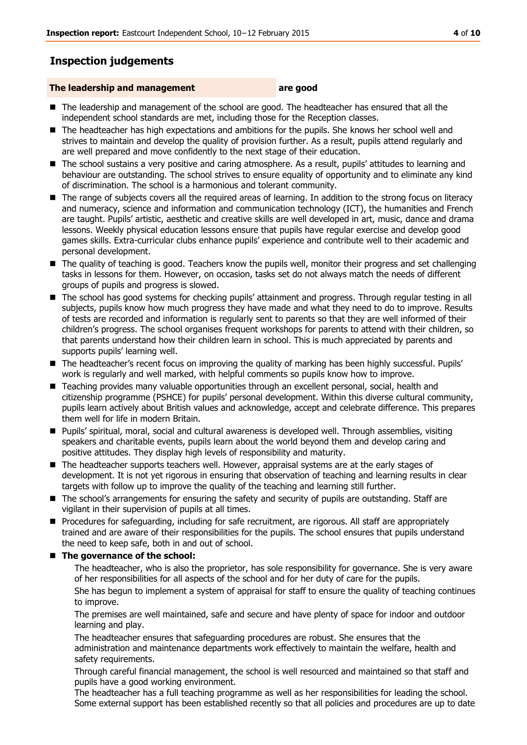## Inspection judgements

**The leadership and management** **are good**

- The leadership and management of the school are good. The headteacher has ensured that all the independent school standards are met, including those for the Reception classes.
- The headteacher has high expectations and ambitions for the pupils. She knows her school well and strives to maintain and develop the quality of provision further. As a result, pupils attend regularly and are well prepared and move confidently to the next stage of their education.
- The school sustains a very positive and caring atmosphere. As a result, pupils' attitudes to learning and behaviour are outstanding. The school strives to ensure equality of opportunity and to eliminate any kind of discrimination. The school is a harmonious and tolerant community.
- The range of subjects covers all the required areas of learning. In addition to the strong focus on literacy and numeracy, science and information and communication technology (ICT), the humanities and French are taught. Pupils' artistic, aesthetic and creative skills are well developed in art, music, dance and drama lessons. Weekly physical education lessons ensure that pupils have regular exercise and develop good games skills. Extra-curricular clubs enhance pupils' experience and contribute well to their academic and personal development.
- The quality of teaching is good. Teachers know the pupils well, monitor their progress and set challenging tasks in lessons for them. However, on occasion, tasks set do not always match the needs of different groups of pupils and progress is slowed.
- The school has good systems for checking pupils' attainment and progress. Through regular testing in all subjects, pupils know how much progress they have made and what they need to do to improve. Results of tests are recorded and information is regularly sent to parents so that they are well informed of their children's progress. The school organises frequent workshops for parents to attend with their children, so that parents understand how their children learn in school. This is much appreciated by parents and supports pupils' learning well.
- The headteacher's recent focus on improving the quality of marking has been highly successful. Pupils' work is regularly and well marked, with helpful comments so pupils know how to improve.
- Teaching provides many valuable opportunities through an excellent personal, social, health and citizenship programme (PSHCE) for pupils' personal development. Within this diverse cultural community, pupils learn actively about British values and acknowledge, accept and celebrate difference. This prepares them well for life in modern Britain.
- Pupils' spiritual, moral, social and cultural awareness is developed well. Through assemblies, visiting speakers and charitable events, pupils learn about the world beyond them and develop caring and positive attitudes. They display high levels of responsibility and maturity.
- The headteacher supports teachers well. However, appraisal systems are at the early stages of development. It is not yet rigorous in ensuring that observation of teaching and learning results in clear targets with follow up to improve the quality of the teaching and learning still further.
- The school's arrangements for ensuring the safety and security of pupils are outstanding. Staff are vigilant in their supervision of pupils at all times.
- Procedures for safeguarding, including for safe recruitment, are rigorous. All staff are appropriately trained and are aware of their responsibilities for the pupils. The school ensures that pupils understand the need to keep safe, both in and out of school.
- **The governance of the school:**

  The headteacher, who is also the proprietor, has sole responsibility for governance. She is very aware of her responsibilities for all aspects of the school and for her duty of care for the pupils.

  She has begun to implement a system of appraisal for staff to ensure the quality of teaching continues to improve.

  The premises are well maintained, safe and secure and have plenty of space for indoor and outdoor learning and play.

  The headteacher ensures that safeguarding procedures are robust. She ensures that the administration and maintenance departments work effectively to maintain the welfare, health and safety requirements.

  Through careful financial management, the school is well resourced and maintained so that staff and pupils have a good working environment.

  The headteacher has a full teaching programme as well as her responsibilities for leading the school. Some external support has been established recently so that all policies and procedures are up to date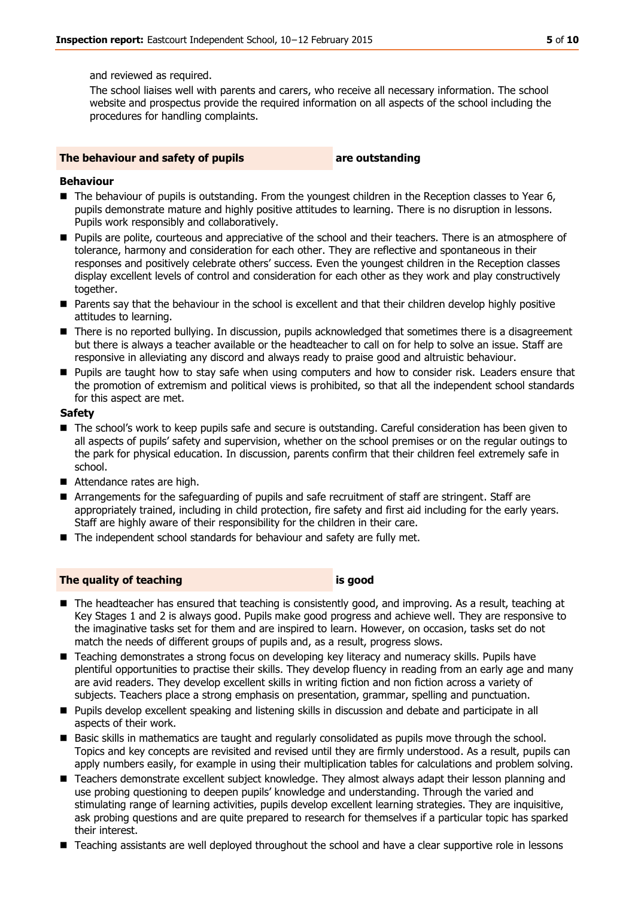and reviewed as required.

The school liaises well with parents and carers, who receive all necessary information. The school website and prospectus provide the required information on all aspects of the school including the procedures for handling complaints.

## The behaviour and safety of pupils — are outstanding

### Behaviour

- The behaviour of pupils is outstanding. From the youngest children in the Reception classes to Year 6, pupils demonstrate mature and highly positive attitudes to learning. There is no disruption in lessons. Pupils work responsibly and collaboratively.
- Pupils are polite, courteous and appreciative of the school and their teachers. There is an atmosphere of tolerance, harmony and consideration for each other. They are reflective and spontaneous in their responses and positively celebrate others' success. Even the youngest children in the Reception classes display excellent levels of control and consideration for each other as they work and play constructively together.
- Parents say that the behaviour in the school is excellent and that their children develop highly positive attitudes to learning.
- There is no reported bullying. In discussion, pupils acknowledged that sometimes there is a disagreement but there is always a teacher available or the headteacher to call on for help to solve an issue. Staff are responsive in alleviating any discord and always ready to praise good and altruistic behaviour.
- Pupils are taught how to stay safe when using computers and how to consider risk. Leaders ensure that the promotion of extremism and political views is prohibited, so that all the independent school standards for this aspect are met.

### Safety

- The school's work to keep pupils safe and secure is outstanding. Careful consideration has been given to all aspects of pupils' safety and supervision, whether on the school premises or on the regular outings to the park for physical education. In discussion, parents confirm that their children feel extremely safe in school.
- Attendance rates are high.
- Arrangements for the safeguarding of pupils and safe recruitment of staff are stringent. Staff are appropriately trained, including in child protection, fire safety and first aid including for the early years. Staff are highly aware of their responsibility for the children in their care.
- The independent school standards for behaviour and safety are fully met.

## The quality of teaching — is good

- The headteacher has ensured that teaching is consistently good, and improving. As a result, teaching at Key Stages 1 and 2 is always good. Pupils make good progress and achieve well. They are responsive to the imaginative tasks set for them and are inspired to learn. However, on occasion, tasks set do not match the needs of different groups of pupils and, as a result, progress slows.
- Teaching demonstrates a strong focus on developing key literacy and numeracy skills. Pupils have plentiful opportunities to practise their skills. They develop fluency in reading from an early age and many are avid readers. They develop excellent skills in writing fiction and non fiction across a variety of subjects. Teachers place a strong emphasis on presentation, grammar, spelling and punctuation.
- Pupils develop excellent speaking and listening skills in discussion and debate and participate in all aspects of their work.
- Basic skills in mathematics are taught and regularly consolidated as pupils move through the school. Topics and key concepts are revisited and revised until they are firmly understood. As a result, pupils can apply numbers easily, for example in using their multiplication tables for calculations and problem solving.
- Teachers demonstrate excellent subject knowledge. They almost always adapt their lesson planning and use probing questioning to deepen pupils' knowledge and understanding. Through the varied and stimulating range of learning activities, pupils develop excellent learning strategies. They are inquisitive, ask probing questions and are quite prepared to research for themselves if a particular topic has sparked their interest.
- Teaching assistants are well deployed throughout the school and have a clear supportive role in lessons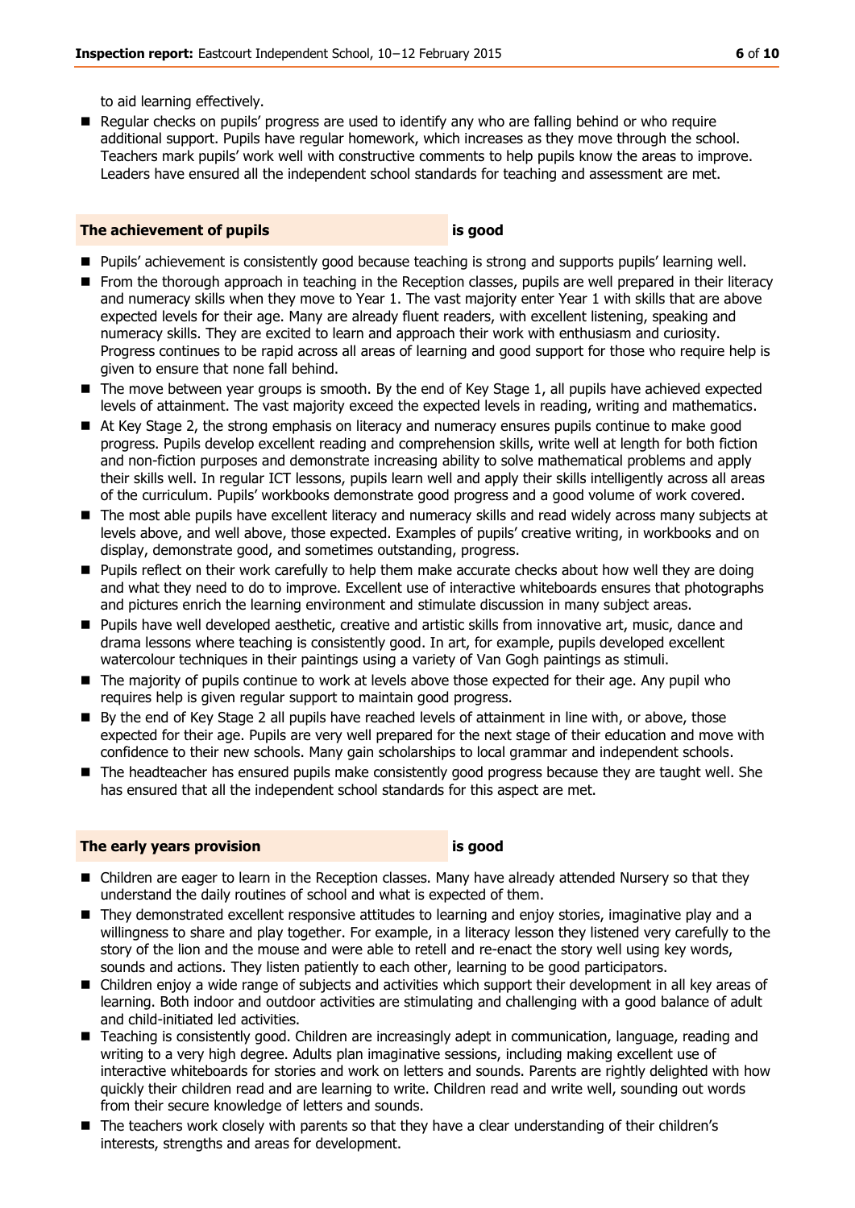to aid learning effectively.

- Regular checks on pupils' progress are used to identify any who are falling behind or who require additional support. Pupils have regular homework, which increases as they move through the school. Teachers mark pupils' work well with constructive comments to help pupils know the areas to improve. Leaders have ensured all the independent school standards for teaching and assessment are met.

## The achievement of pupils is good

- Pupils' achievement is consistently good because teaching is strong and supports pupils' learning well.
- From the thorough approach in teaching in the Reception classes, pupils are well prepared in their literacy and numeracy skills when they move to Year 1. The vast majority enter Year 1 with skills that are above expected levels for their age. Many are already fluent readers, with excellent listening, speaking and numeracy skills. They are excited to learn and approach their work with enthusiasm and curiosity. Progress continues to be rapid across all areas of learning and good support for those who require help is given to ensure that none fall behind.
- The move between year groups is smooth. By the end of Key Stage 1, all pupils have achieved expected levels of attainment. The vast majority exceed the expected levels in reading, writing and mathematics.
- At Key Stage 2, the strong emphasis on literacy and numeracy ensures pupils continue to make good progress. Pupils develop excellent reading and comprehension skills, write well at length for both fiction and non-fiction purposes and demonstrate increasing ability to solve mathematical problems and apply their skills well. In regular ICT lessons, pupils learn well and apply their skills intelligently across all areas of the curriculum. Pupils' workbooks demonstrate good progress and a good volume of work covered.
- The most able pupils have excellent literacy and numeracy skills and read widely across many subjects at levels above, and well above, those expected. Examples of pupils' creative writing, in workbooks and on display, demonstrate good, and sometimes outstanding, progress.
- Pupils reflect on their work carefully to help them make accurate checks about how well they are doing and what they need to do to improve. Excellent use of interactive whiteboards ensures that photographs and pictures enrich the learning environment and stimulate discussion in many subject areas.
- Pupils have well developed aesthetic, creative and artistic skills from innovative art, music, dance and drama lessons where teaching is consistently good. In art, for example, pupils developed excellent watercolour techniques in their paintings using a variety of Van Gogh paintings as stimuli.
- The majority of pupils continue to work at levels above those expected for their age. Any pupil who requires help is given regular support to maintain good progress.
- By the end of Key Stage 2 all pupils have reached levels of attainment in line with, or above, those expected for their age. Pupils are very well prepared for the next stage of their education and move with confidence to their new schools. Many gain scholarships to local grammar and independent schools.
- The headteacher has ensured pupils make consistently good progress because they are taught well. She has ensured that all the independent school standards for this aspect are met.

## The early years provision is good

- Children are eager to learn in the Reception classes. Many have already attended Nursery so that they understand the daily routines of school and what is expected of them.
- They demonstrated excellent responsive attitudes to learning and enjoy stories, imaginative play and a willingness to share and play together. For example, in a literacy lesson they listened very carefully to the story of the lion and the mouse and were able to retell and re-enact the story well using key words, sounds and actions. They listen patiently to each other, learning to be good participators.
- Children enjoy a wide range of subjects and activities which support their development in all key areas of learning. Both indoor and outdoor activities are stimulating and challenging with a good balance of adult and child-initiated led activities.
- Teaching is consistently good. Children are increasingly adept in communication, language, reading and writing to a very high degree. Adults plan imaginative sessions, including making excellent use of interactive whiteboards for stories and work on letters and sounds. Parents are rightly delighted with how quickly their children read and are learning to write. Children read and write well, sounding out words from their secure knowledge of letters and sounds.
- The teachers work closely with parents so that they have a clear understanding of their children's interests, strengths and areas for development.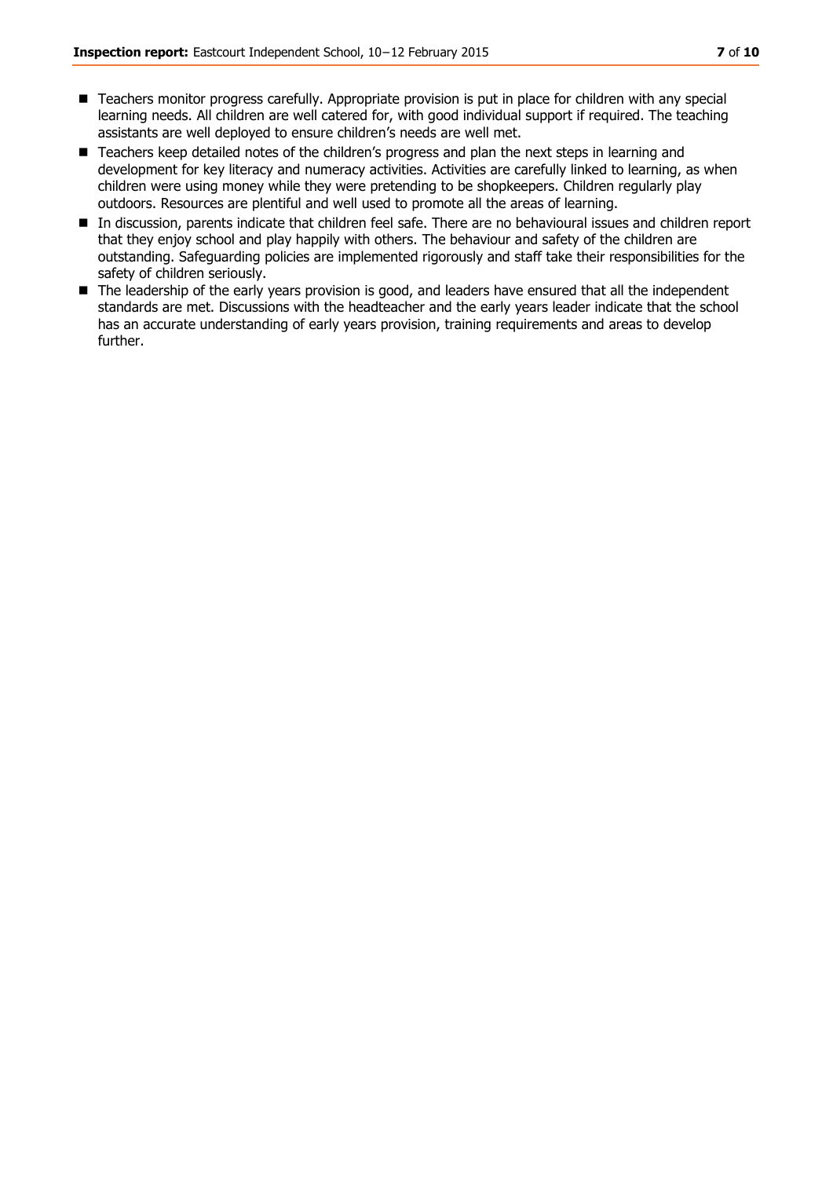- Teachers monitor progress carefully. Appropriate provision is put in place for children with any special learning needs. All children are well catered for, with good individual support if required. The teaching assistants are well deployed to ensure children's needs are well met.
- Teachers keep detailed notes of the children's progress and plan the next steps in learning and development for key literacy and numeracy activities. Activities are carefully linked to learning, as when children were using money while they were pretending to be shopkeepers. Children regularly play outdoors. Resources are plentiful and well used to promote all the areas of learning.
- In discussion, parents indicate that children feel safe. There are no behavioural issues and children report that they enjoy school and play happily with others. The behaviour and safety of the children are outstanding. Safeguarding policies are implemented rigorously and staff take their responsibilities for the safety of children seriously.
- The leadership of the early years provision is good, and leaders have ensured that all the independent standards are met. Discussions with the headteacher and the early years leader indicate that the school has an accurate understanding of early years provision, training requirements and areas to develop further.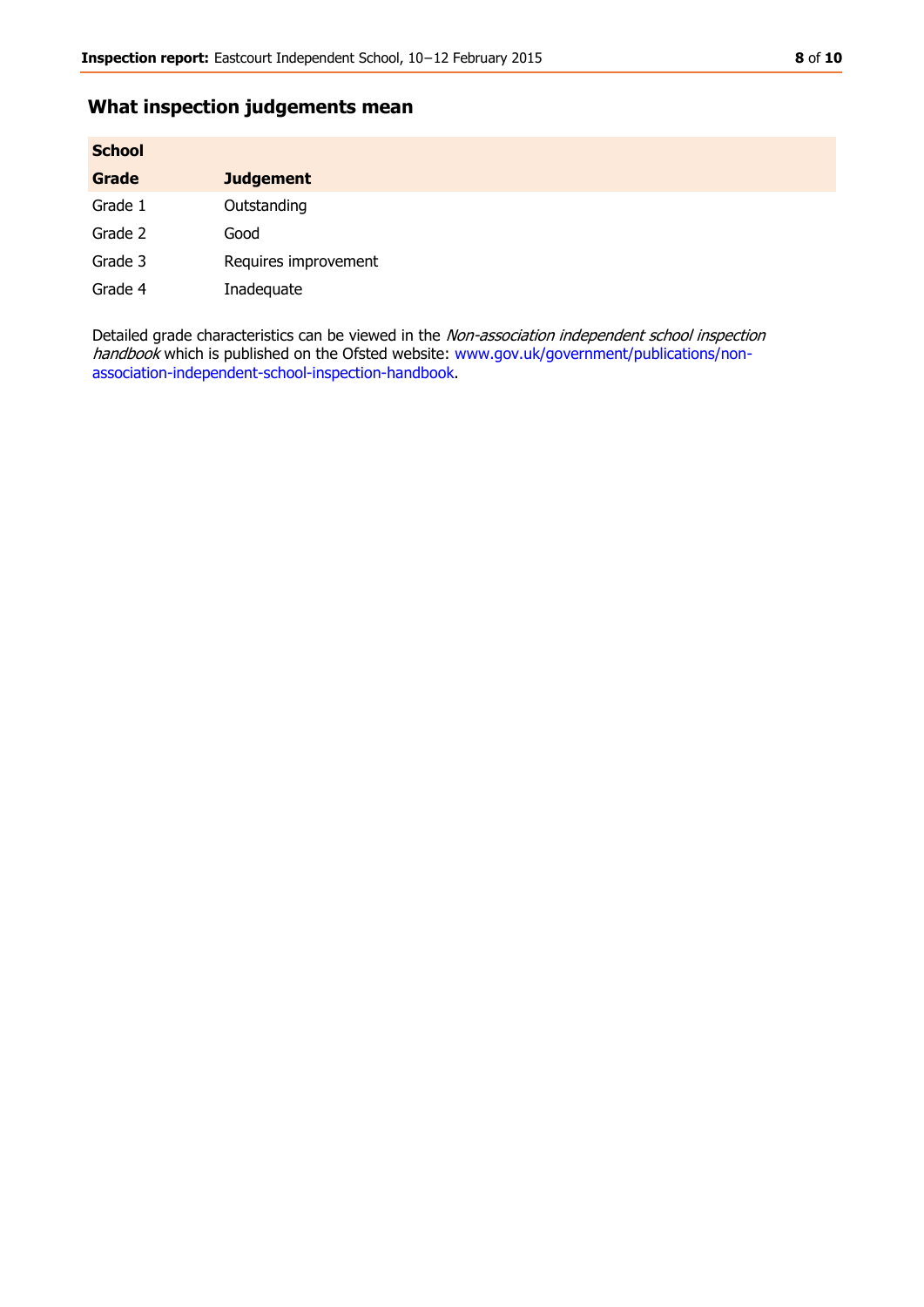## What inspection judgements mean

| School | |
|---|---|
| **Grade** | **Judgement** |
| Grade 1 | Outstanding |
| Grade 2 | Good |
| Grade 3 | Requires improvement |
| Grade 4 | Inadequate |

Detailed grade characteristics can be viewed in the *Non-association independent school inspection handbook* which is published on the Ofsted website: www.gov.uk/government/publications/non-association-independent-school-inspection-handbook.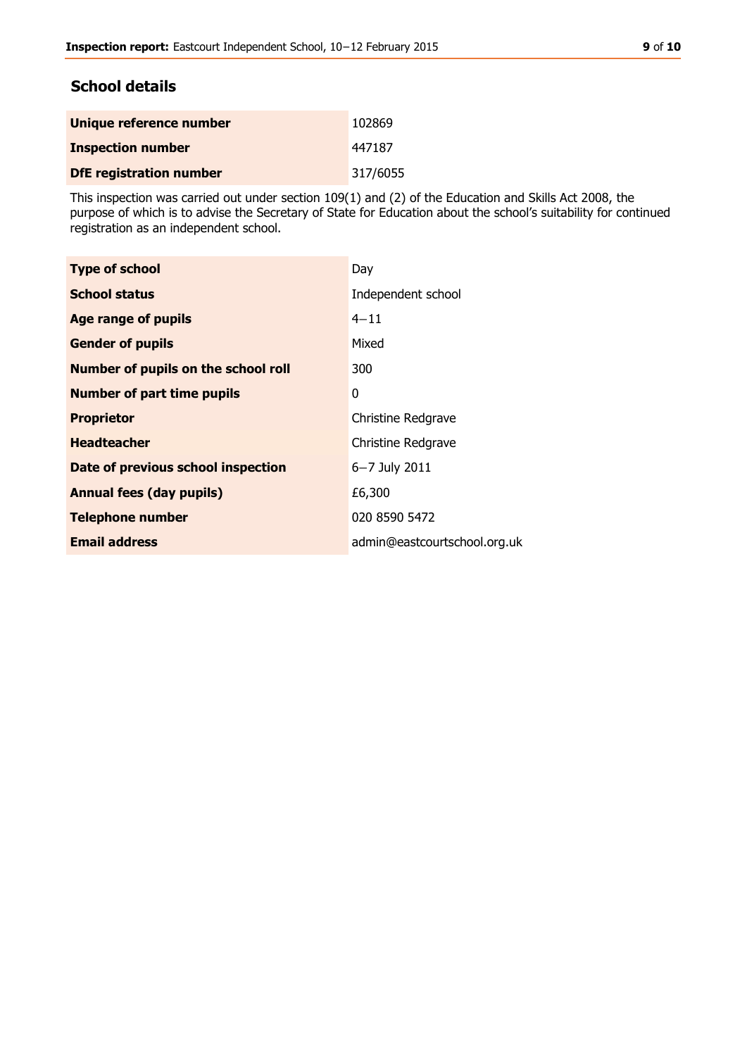## School details

| | |
|---|---|
| **Unique reference number** | 102869 |
| **Inspection number** | 447187 |
| **DfE registration number** | 317/6055 |

This inspection was carried out under section 109(1) and (2) of the Education and Skills Act 2008, the purpose of which is to advise the Secretary of State for Education about the school's suitability for continued registration as an independent school.

| | |
|---|---|
| **Type of school** | Day |
| **School status** | Independent school |
| **Age range of pupils** | 4−11 |
| **Gender of pupils** | Mixed |
| **Number of pupils on the school roll** | 300 |
| **Number of part time pupils** | 0 |
| **Proprietor** | Christine Redgrave |
| **Headteacher** | Christine Redgrave |
| **Date of previous school inspection** | 6−7 July 2011 |
| **Annual fees (day pupils)** | £6,300 |
| **Telephone number** | 020 8590 5472 |
| **Email address** | admin@eastcourtschool.org.uk |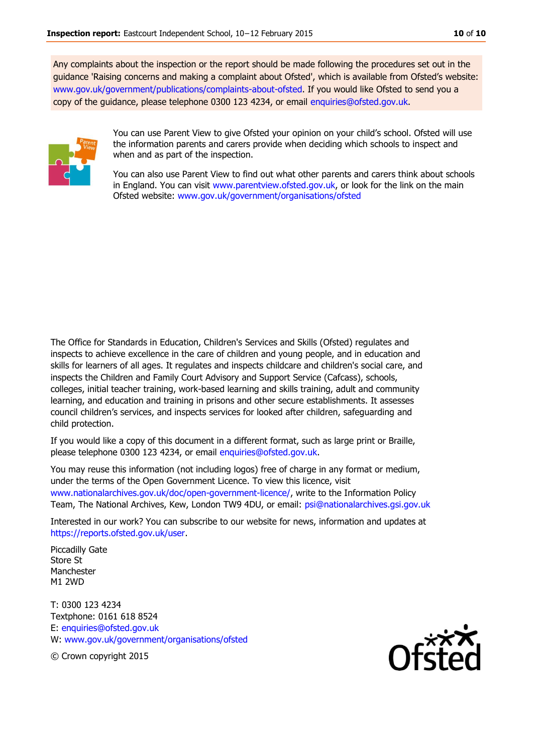Any complaints about the inspection or the report should be made following the procedures set out in the guidance 'Raising concerns and making a complaint about Ofsted', which is available from Ofsted's website: www.gov.uk/government/publications/complaints-about-ofsted. If you would like Ofsted to send you a copy of the guidance, please telephone 0300 123 4234, or email enquiries@ofsted.gov.uk.

You can use Parent View to give Ofsted your opinion on your child's school. Ofsted will use the information parents and carers provide when deciding which schools to inspect and when and as part of the inspection.

You can also use Parent View to find out what other parents and carers think about schools in England. You can visit www.parentview.ofsted.gov.uk, or look for the link on the main Ofsted website: www.gov.uk/government/organisations/ofsted

The Office for Standards in Education, Children's Services and Skills (Ofsted) regulates and inspects to achieve excellence in the care of children and young people, and in education and skills for learners of all ages. It regulates and inspects childcare and children's social care, and inspects the Children and Family Court Advisory and Support Service (Cafcass), schools, colleges, initial teacher training, work-based learning and skills training, adult and community learning, and education and training in prisons and other secure establishments. It assesses council children's services, and inspects services for looked after children, safeguarding and child protection.

If you would like a copy of this document in a different format, such as large print or Braille, please telephone 0300 123 4234, or email enquiries@ofsted.gov.uk.

You may reuse this information (not including logos) free of charge in any format or medium, under the terms of the Open Government Licence. To view this licence, visit www.nationalarchives.gov.uk/doc/open-government-licence/, write to the Information Policy Team, The National Archives, Kew, London TW9 4DU, or email: psi@nationalarchives.gsi.gov.uk

Interested in our work? You can subscribe to our website for news, information and updates at https://reports.ofsted.gov.uk/user.

Piccadilly Gate
Store St
Manchester
M1 2WD

T: 0300 123 4234
Textphone: 0161 618 8524
E: enquiries@ofsted.gov.uk
W: www.gov.uk/government/organisations/ofsted

© Crown copyright 2015